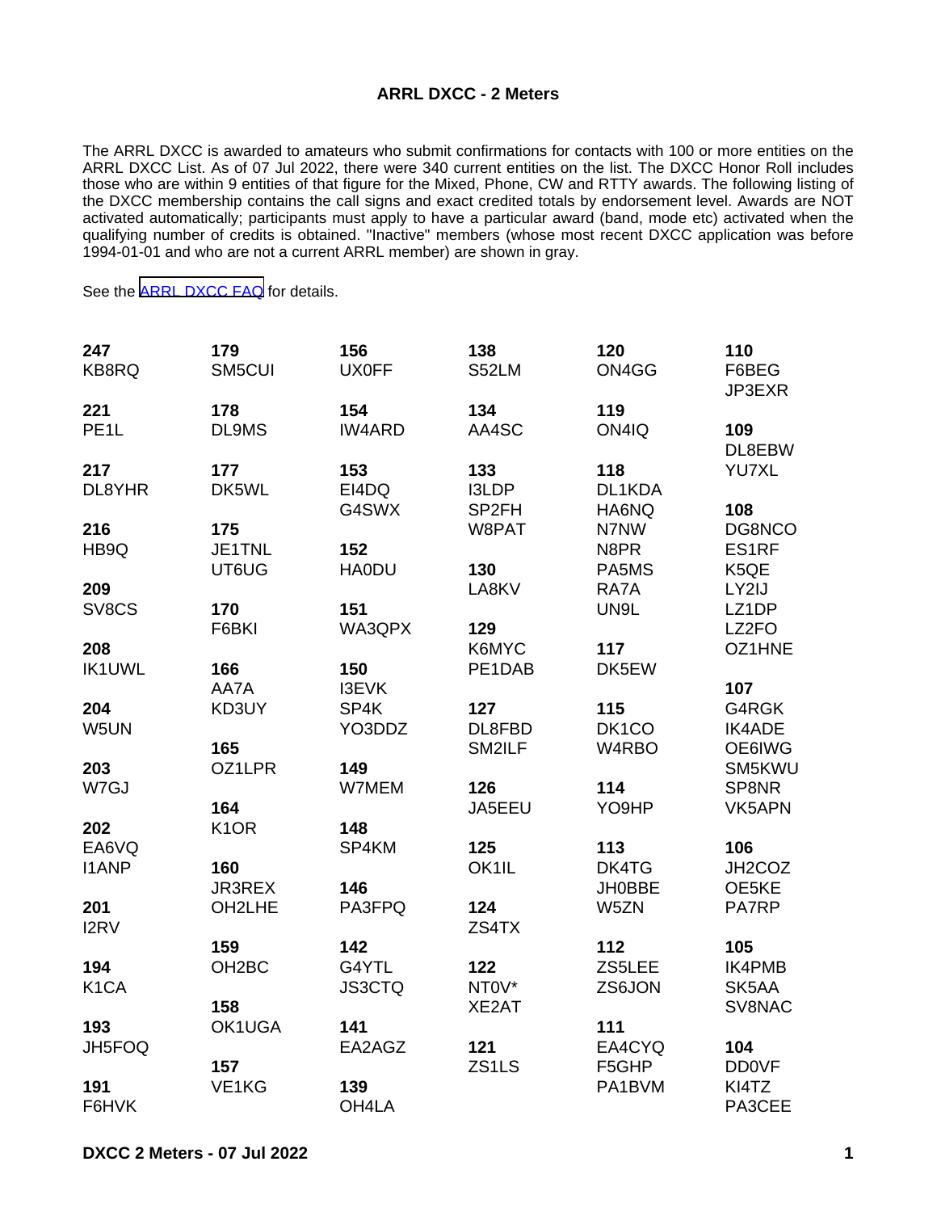# ARRL DXCC - 2 Meters

The ARRL DXCC is awarded to amateurs who submit confirmations for contacts with 100 or more entities on the ARRL DXCC List. As of 07 Jul 2022, there were 340 current entities on the list. The DXCC Honor Roll includes those who are within 9 entities of that figure for the Mixed, Phone, CW and RTTY awards. The following listing of the DXCC membership contains the call signs and exact credited totals by endorsement level. Awards are NOT activated automatically; participants must apply to have a particular award (band, mode etc) activated when the qualifying number of credits is obtained. "Inactive" members (whose most recent DXCC application was before 1994-01-01 and who are not a current ARRL member) are shown in gray.

See the [ARRL DXCC FAQ] for details.

**247**
KB8RQ

**221**
PE1L

**217**
DL8YHR

**216**
HB9Q

**209**
SV8CS

**208**
IK1UWL

**204**
W5UN

**203**
W7GJ

**202**
EA6VQ
I1ANP

**201**
I2RV

**194**
K1CA

**193**
JH5FOQ

**191**
F6HVK

**179**
SM5CUI

**178**
DL9MS

**177**
DK5WL

**175**
JE1TNL
UT6UG

**170**
F6BKI

**166**
AA7A
KD3UY

**165**
OZ1LPR

**164**
K1OR

**160**
JR3REX
OH2LHE

**159**
OH2BC

**158**
OK1UGA

**157**
VE1KG

**156**
UX0FF

**154**
IW4ARD

**153**
EI4DQ
G4SWX

**152**
HA0DU

**151**
WA3QPX

**150**
I3EVK
SP4K
YO3DDZ

**149**
W7MEM

**148**
SP4KM

**146**
PA3FPQ

**142**
G4YTL
JS3CTQ

**141**
EA2AGZ

**139**
OH4LA

**138**
S52LM

**134**
AA4SC

**133**
I3LDP
SP2FH
W8PAT

**130**
LA8KV

**129**
K6MYC
PE1DAB

**127**
DL8FBD
SM2ILF

**126**
JA5EEU

**125**
OK1IL

**124**
ZS4TX

**122**
NT0V*
XE2AT

**121**
ZS1LS

**120**
ON4GG

**119**
ON4IQ

**118**
DL1KDA
HA6NQ
N7NW
N8PR
PA5MS
RA7A
UN9L

**117**
DK5EW

**115**
DK1CO
W4RBO

**114**
YO9HP

**113**
DK4TG
JH0BBE
W5ZN

**112**
ZS5LEE
ZS6JON

**111**
EA4CYQ
F5GHP
PA1BVM

**110**
F6BEG
JP3EXR

**109**
DL8EBW
YU7XL

**108**
DG8NCO
ES1RF
K5QE
LY2IJ
LZ1DP
LZ2FO
OZ1HNE

**107**
G4RGK
IK4ADE
OE6IWG
SM5KWU
SP8NR
VK5APN

**106**
JH2COZ
OE5KE
PA7RP

**105**
IK4PMB
SK5AA
SV8NAC

**104**
DD0VF
KI4TZ
PA3CEE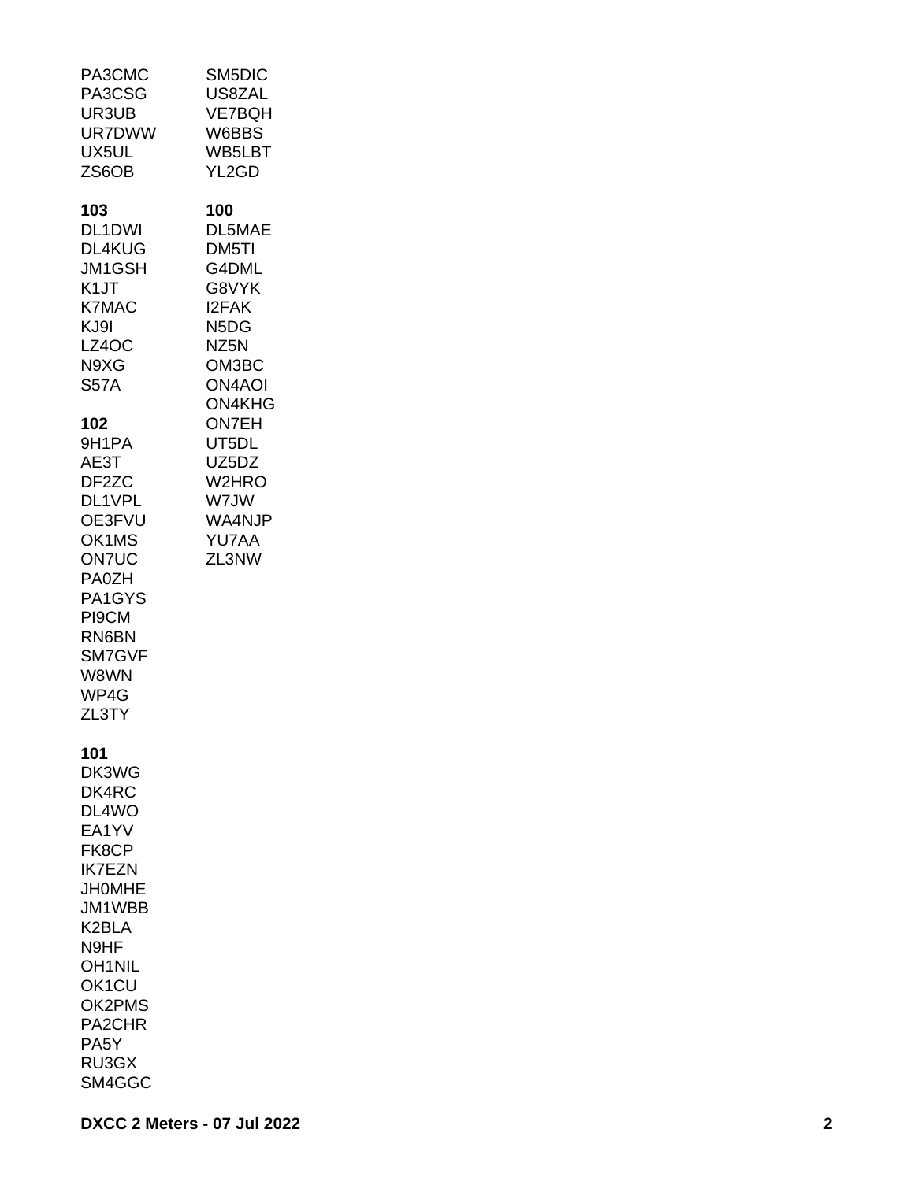PA3CMC
PA3CSG
UR3UB
UR7DWW
UX5UL
ZS6OB

**103**
DL1DWI
DL4KUG
JM1GSH
K1JT
K7MAC
KJ9I
LZ4OC
N9XG
S57A

**102**
9H1PA
AE3T
DF2ZC
DL1VPL
OE3FVU
OK1MS
ON7UC
PA0ZH
PA1GYS
PI9CM
RN6BN
SM7GVF
W8WN
WP4G
ZL3TY

**101**
DK3WG
DK4RC
DL4WO
EA1YV
FK8CP
IK7EZN
JH0MHE
JM1WBB
K2BLA
N9HF
OH1NIL
OK1CU
OK2PMS
PA2CHR
PA5Y
RU3GX
SM4GGC
SM5DIC
US8ZAL
VE7BQH
W6BBS
WB5LBT
YL2GD

**100**
DL5MAE
DM5TI
G4DML
G8VYK
I2FAK
N5DG
NZ5N
OM3BC
ON4AOI
ON4KHG
ON7EH
UT5DL
UZ5DZ
W2HRO
W7JW
WA4NJP
YU7AA
ZL3NW